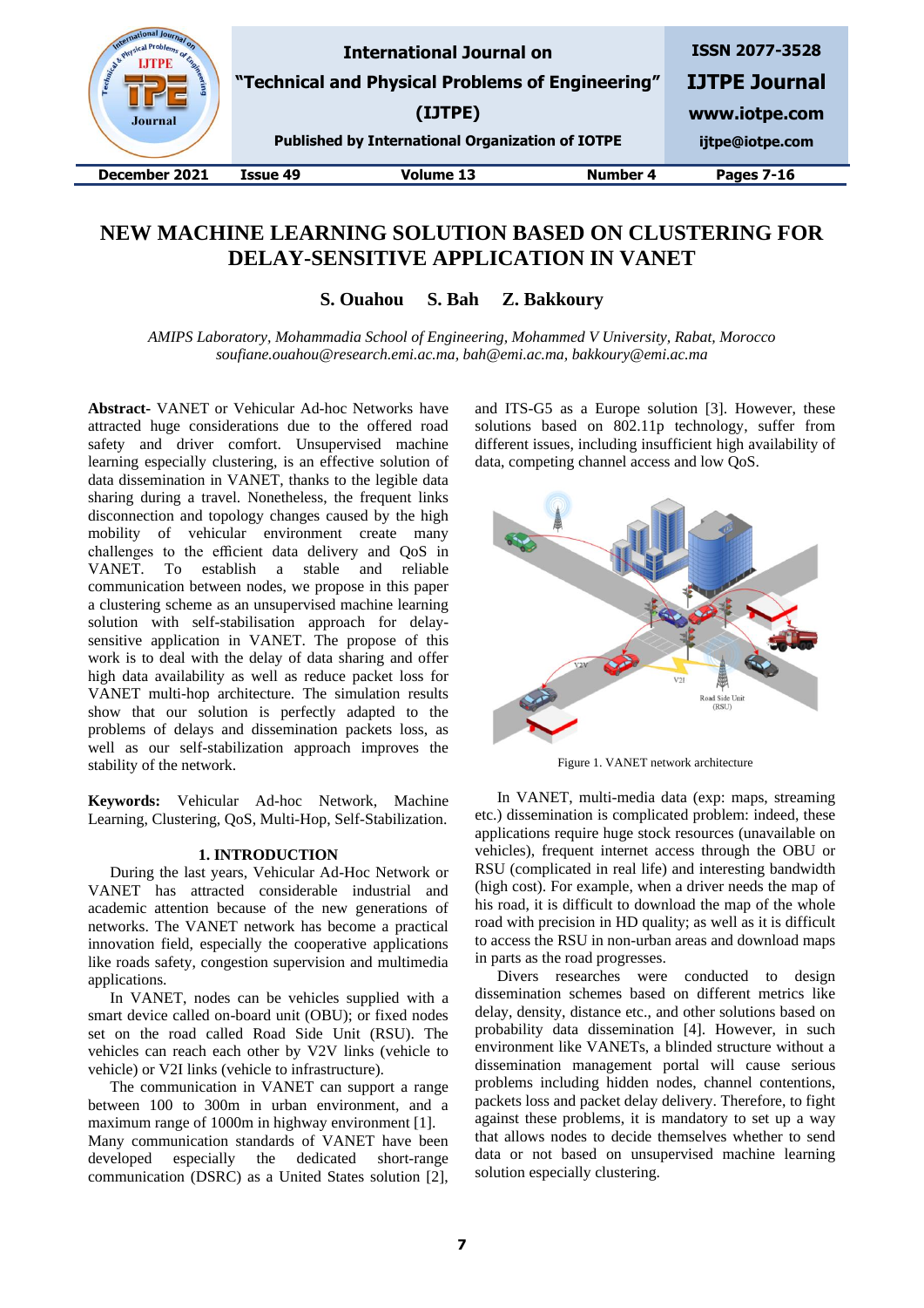# NEW MACHINE LEARNING SOLUTION BASED ON CLUSTERING FOR DELAY-SENSITIVE APPLICATION IN VANET

**S. Ouahou  S. Bah  Z. Bakkoury**

*AMIPS Laboratory, Mohammadia School of Engineering, Mohammed V University, Rabat, Morocco*
*soufiane.ouahou@research.emi.ac.ma, bah@emi.ac.ma, bakkoury@emi.ac.ma*

**Abstract-** VANET or Vehicular Ad-hoc Networks have attracted huge considerations due to the offered road safety and driver comfort. Unsupervised machine learning especially clustering, is an effective solution of data dissemination in VANET, thanks to the legible data sharing during a travel. Nonetheless, the frequent links disconnection and topology changes caused by the high mobility of vehicular environment create many challenges to the efficient data delivery and QoS in VANET. To establish a stable and reliable communication between nodes, we propose in this paper a clustering scheme as an unsupervised machine learning solution with self-stabilisation approach for delay-sensitive application in VANET. The propose of this work is to deal with the delay of data sharing and offer high data availability as well as reduce packet loss for VANET multi-hop architecture. The simulation results show that our solution is perfectly adapted to the problems of delays and dissemination packets loss, as well as our self-stabilization approach improves the stability of the network.

**Keywords:** Vehicular Ad-hoc Network, Machine Learning, Clustering, QoS, Multi-Hop, Self-Stabilization.

## 1. INTRODUCTION

During the last years, Vehicular Ad-Hoc Network or VANET has attracted considerable industrial and academic attention because of the new generations of networks. The VANET network has become a practical innovation field, especially the cooperative applications like roads safety, congestion supervision and multimedia applications.

In VANET, nodes can be vehicles supplied with a smart device called on-board unit (OBU); or fixed nodes set on the road called Road Side Unit (RSU). The vehicles can reach each other by V2V links (vehicle to vehicle) or V2I links (vehicle to infrastructure).

The communication in VANET can support a range between 100 to 300m in urban environment, and a maximum range of 1000m in highway environment [1]. Many communication standards of VANET have been developed especially the dedicated short-range communication (DSRC) as a United States solution [2], and ITS-G5 as a Europe solution [3]. However, these solutions based on 802.11p technology, suffer from different issues, including insufficient high availability of data, competing channel access and low QoS.

Figure 1. VANET network architecture

In VANET, multi-media data (exp: maps, streaming etc.) dissemination is complicated problem: indeed, these applications require huge stock resources (unavailable on vehicles), frequent internet access through the OBU or RSU (complicated in real life) and interesting bandwidth (high cost). For example, when a driver needs the map of his road, it is difficult to download the map of the whole road with precision in HD quality; as well as it is difficult to access the RSU in non-urban areas and download maps in parts as the road progresses.

Divers researches were conducted to design dissemination schemes based on different metrics like delay, density, distance etc., and other solutions based on probability data dissemination [4]. However, in such environment like VANETs, a blinded structure without a dissemination management portal will cause serious problems including hidden nodes, channel contentions, packets loss and packet delay delivery. Therefore, to fight against these problems, it is mandatory to set up a way that allows nodes to decide themselves whether to send data or not based on unsupervised machine learning solution especially clustering.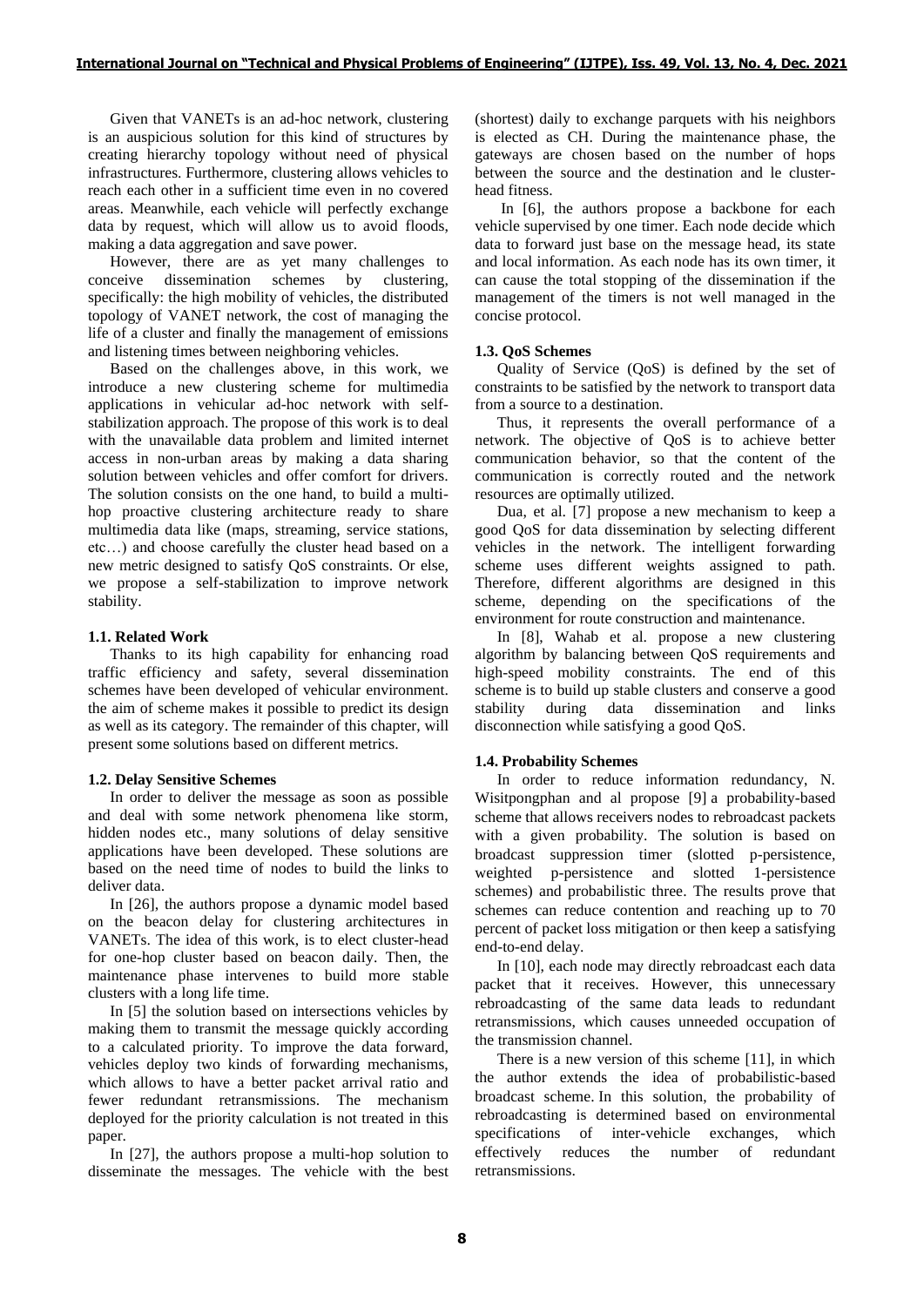Given that VANETs is an ad-hoc network, clustering is an auspicious solution for this kind of structures by creating hierarchy topology without need of physical infrastructures. Furthermore, clustering allows vehicles to reach each other in a sufficient time even in no covered areas. Meanwhile, each vehicle will perfectly exchange data by request, which will allow us to avoid floods, making a data aggregation and save power.

However, there are as yet many challenges to conceive dissemination schemes by clustering, specifically: the high mobility of vehicles, the distributed topology of VANET network, the cost of managing the life of a cluster and finally the management of emissions and listening times between neighboring vehicles.

Based on the challenges above, in this work, we introduce a new clustering scheme for multimedia applications in vehicular ad-hoc network with self-stabilization approach. The propose of this work is to deal with the unavailable data problem and limited internet access in non-urban areas by making a data sharing solution between vehicles and offer comfort for drivers. The solution consists on the one hand, to build a multi-hop proactive clustering architecture ready to share multimedia data like (maps, streaming, service stations, etc…) and choose carefully the cluster head based on a new metric designed to satisfy QoS constraints. Or else, we propose a self-stabilization to improve network stability.

### 1.1. Related Work

Thanks to its high capability for enhancing road traffic efficiency and safety, several dissemination schemes have been developed of vehicular environment. the aim of scheme makes it possible to predict its design as well as its category. The remainder of this chapter, will present some solutions based on different metrics.

### 1.2. Delay Sensitive Schemes

In order to deliver the message as soon as possible and deal with some network phenomena like storm, hidden nodes etc., many solutions of delay sensitive applications have been developed. These solutions are based on the need time of nodes to build the links to deliver data.

In [26], the authors propose a dynamic model based on the beacon delay for clustering architectures in VANETs. The idea of this work, is to elect cluster-head for one-hop cluster based on beacon daily. Then, the maintenance phase intervenes to build more stable clusters with a long life time.

In [5] the solution based on intersections vehicles by making them to transmit the message quickly according to a calculated priority. To improve the data forward, vehicles deploy two kinds of forwarding mechanisms, which allows to have a better packet arrival ratio and fewer redundant retransmissions. The mechanism deployed for the priority calculation is not treated in this paper.

In [27], the authors propose a multi-hop solution to disseminate the messages. The vehicle with the best (shortest) daily to exchange parquets with his neighbors is elected as CH. During the maintenance phase, the gateways are chosen based on the number of hops between the source and the destination and le cluster-head fitness.

In [6], the authors propose a backbone for each vehicle supervised by one timer. Each node decide which data to forward just base on the message head, its state and local information. As each node has its own timer, it can cause the total stopping of the dissemination if the management of the timers is not well managed in the concise protocol.

### 1.3. QoS Schemes

Quality of Service (QoS) is defined by the set of constraints to be satisfied by the network to transport data from a source to a destination.

Thus, it represents the overall performance of a network. The objective of QoS is to achieve better communication behavior, so that the content of the communication is correctly routed and the network resources are optimally utilized.

Dua, et al. [7] propose a new mechanism to keep a good QoS for data dissemination by selecting different vehicles in the network. The intelligent forwarding scheme uses different weights assigned to path. Therefore, different algorithms are designed in this scheme, depending on the specifications of the environment for route construction and maintenance.

In [8], Wahab et al. propose a new clustering algorithm by balancing between QoS requirements and high-speed mobility constraints. The end of this scheme is to build up stable clusters and conserve a good stability during data dissemination and links disconnection while satisfying a good QoS.

### 1.4. Probability Schemes

In order to reduce information redundancy, N. Wisitpongphan and al propose [9] a probability-based scheme that allows receivers nodes to rebroadcast packets with a given probability. The solution is based on broadcast suppression timer (slotted p-persistence, weighted p-persistence and slotted 1-persistence schemes) and probabilistic three. The results prove that schemes can reduce contention and reaching up to 70 percent of packet loss mitigation or then keep a satisfying end-to-end delay.

In [10], each node may directly rebroadcast each data packet that it receives. However, this unnecessary rebroadcasting of the same data leads to redundant retransmissions, which causes unneeded occupation of the transmission channel.

There is a new version of this scheme [11], in which the author extends the idea of probabilistic-based broadcast scheme. In this solution, the probability of rebroadcasting is determined based on environmental specifications of inter-vehicle exchanges, which effectively reduces the number of redundant retransmissions.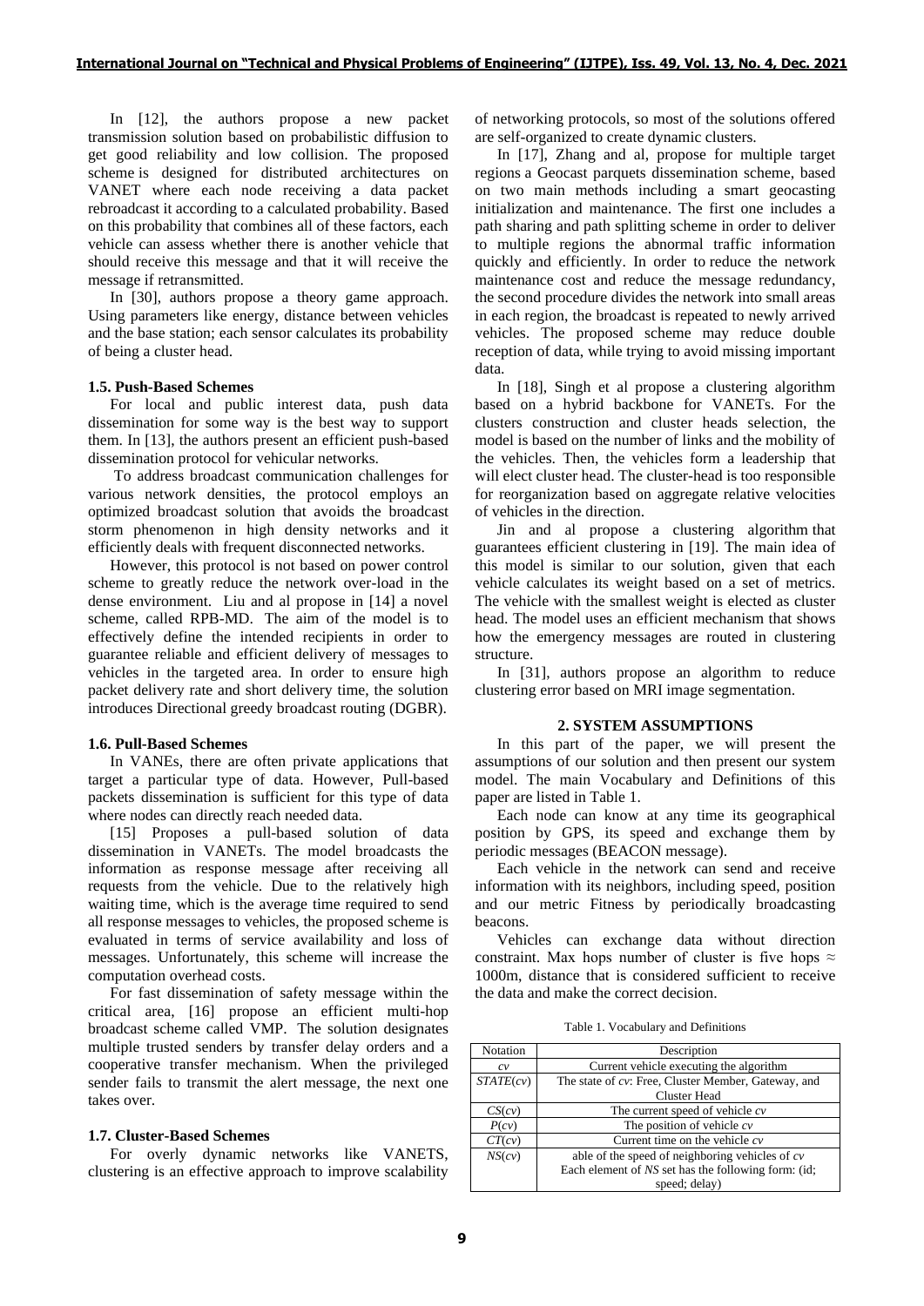In [12], the authors propose a new packet transmission solution based on probabilistic diffusion to get good reliability and low collision. The proposed scheme is designed for distributed architectures on VANET where each node receiving a data packet rebroadcast it according to a calculated probability. Based on this probability that combines all of these factors, each vehicle can assess whether there is another vehicle that should receive this message and that it will receive the message if retransmitted.

In [30], authors propose a theory game approach. Using parameters like energy, distance between vehicles and the base station; each sensor calculates its probability of being a cluster head.

### 1.5. Push-Based Schemes

For local and public interest data, push data dissemination for some way is the best way to support them. In [13], the authors present an efficient push-based dissemination protocol for vehicular networks.

To address broadcast communication challenges for various network densities, the protocol employs an optimized broadcast solution that avoids the broadcast storm phenomenon in high density networks and it efficiently deals with frequent disconnected networks.

However, this protocol is not based on power control scheme to greatly reduce the network over-load in the dense environment. Liu and al propose in [14] a novel scheme, called RPB-MD. The aim of the model is to effectively define the intended recipients in order to guarantee reliable and efficient delivery of messages to vehicles in the targeted area. In order to ensure high packet delivery rate and short delivery time, the solution introduces Directional greedy broadcast routing (DGBR).

### 1.6. Pull-Based Schemes

In VANEs, there are often private applications that target a particular type of data. However, Pull-based packets dissemination is sufficient for this type of data where nodes can directly reach needed data.

[15] Proposes a pull-based solution of data dissemination in VANETs. The model broadcasts the information as response message after receiving all requests from the vehicle. Due to the relatively high waiting time, which is the average time required to send all response messages to vehicles, the proposed scheme is evaluated in terms of service availability and loss of messages. Unfortunately, this scheme will increase the computation overhead costs.

For fast dissemination of safety message within the critical area, [16] propose an efficient multi-hop broadcast scheme called VMP. The solution designates multiple trusted senders by transfer delay orders and a cooperative transfer mechanism. When the privileged sender fails to transmit the alert message, the next one takes over.

### 1.7. Cluster-Based Schemes

For overly dynamic networks like VANETS, clustering is an effective approach to improve scalability of networking protocols, so most of the solutions offered are self-organized to create dynamic clusters.

In [17], Zhang and al, propose for multiple target regions a Geocast parquets dissemination scheme, based on two main methods including a smart geocasting initialization and maintenance. The first one includes a path sharing and path splitting scheme in order to deliver to multiple regions the abnormal traffic information quickly and efficiently. In order to reduce the network maintenance cost and reduce the message redundancy, the second procedure divides the network into small areas in each region, the broadcast is repeated to newly arrived vehicles. The proposed scheme may reduce double reception of data, while trying to avoid missing important data.

In [18], Singh et al propose a clustering algorithm based on a hybrid backbone for VANETs. For the clusters construction and cluster heads selection, the model is based on the number of links and the mobility of the vehicles. Then, the vehicles form a leadership that will elect cluster head. The cluster-head is too responsible for reorganization based on aggregate relative velocities of vehicles in the direction.

Jin and al propose a clustering algorithm that guarantees efficient clustering in [19]. The main idea of this model is similar to our solution, given that each vehicle calculates its weight based on a set of metrics. The vehicle with the smallest weight is elected as cluster head. The model uses an efficient mechanism that shows how the emergency messages are routed in clustering structure.

In [31], authors propose an algorithm to reduce clustering error based on MRI image segmentation.

## 2. SYSTEM ASSUMPTIONS

In this part of the paper, we will present the assumptions of our solution and then present our system model. The main Vocabulary and Definitions of this paper are listed in Table 1.

Each node can know at any time its geographical position by GPS, its speed and exchange them by periodic messages (BEACON message).

Each vehicle in the network can send and receive information with its neighbors, including speed, position and our metric Fitness by periodically broadcasting beacons.

Vehicles can exchange data without direction constraint. Max hops number of cluster is five hops ≈ 1000m, distance that is considered sufficient to receive the data and make the correct decision.

Table 1. Vocabulary and Definitions

| Notation | Description |
|---|---|
| *cv* | Current vehicle executing the algorithm |
| *STATE*(*cv*) | The state of *cv*: Free, Cluster Member, Gateway, and Cluster Head |
| *CS*(*cv*) | The current speed of vehicle *cv* |
| *P*(*cv*) | The position of vehicle *cv* |
| *CT*(*cv*) | Current time on the vehicle *cv* |
| *NS*(*cv*) | able of the speed of neighboring vehicles of *cv* Each element of *NS* set has the following form: (id; speed; delay) |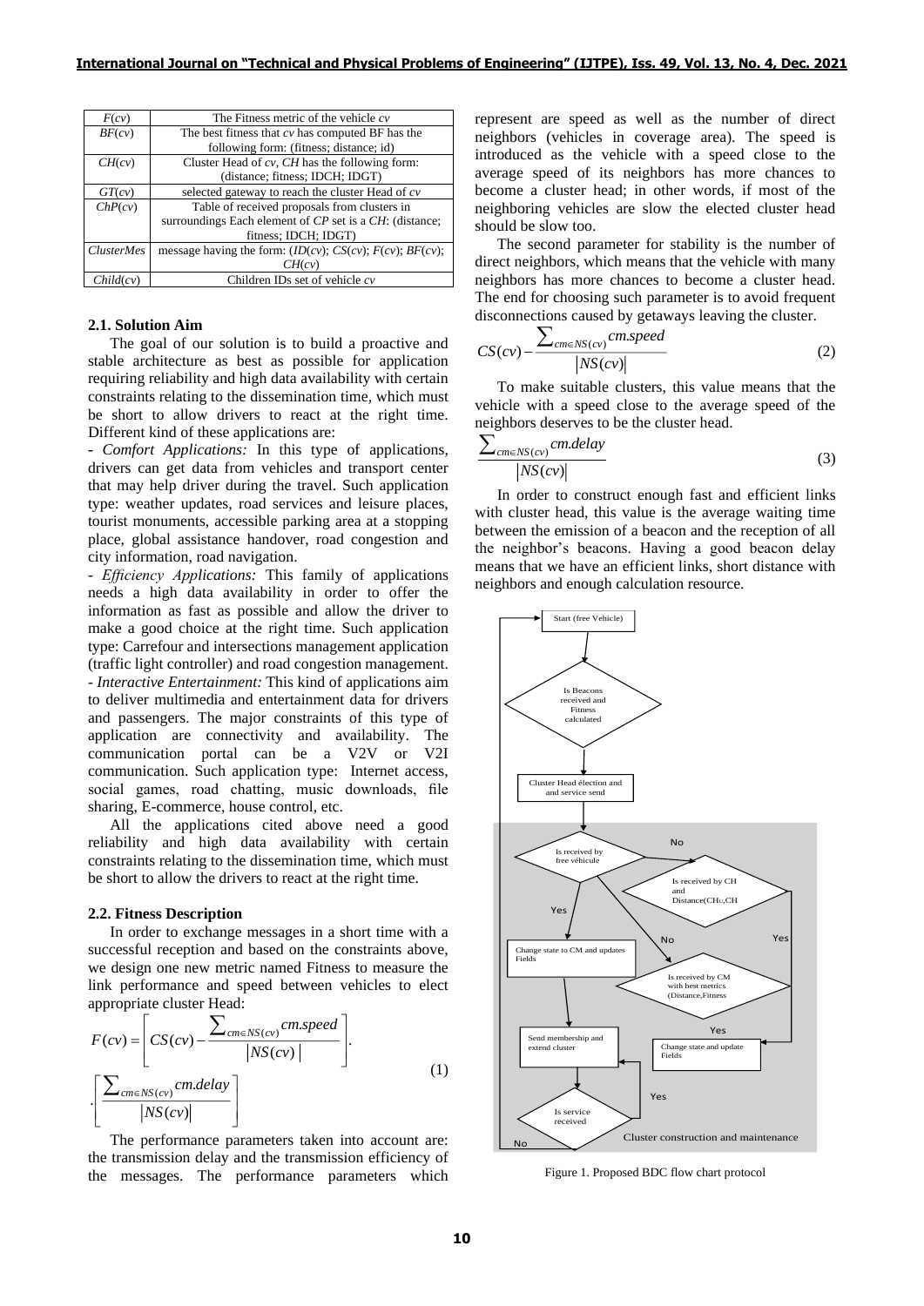| | |
|---|---|
| $F(cv)$ | The Fitness metric of the vehicle *cv* |
| $BF(cv)$ | The best fitness that *cv* has computed BF has the following form: (fitness; distance; id) |
| $CH(cv)$ | Cluster Head of *cv*, *CH* has the following form: (distance; fitness; IDCH; IDGT) |
| $GT(cv)$ | selected gateway to reach the cluster Head of *cv* |
| $ChP(cv)$ | Table of received proposals from clusters in surroundings Each element of *CP* set is a *CH*: (distance; fitness; IDCH; IDGT) |
| *ClusterMes* | message having the form: ($ID(cv)$; $CS(cv)$; $F(cv)$; $BF(cv)$; $CH(cv)$) |
| $Child(cv)$ | Children IDs set of vehicle *cv* |

### 2.1. Solution Aim

The goal of our solution is to build a proactive and stable architecture as best as possible for application requiring reliability and high data availability with certain constraints relating to the dissemination time, which must be short to allow drivers to react at the right time. Different kind of these applications are:

- *Comfort Applications:* In this type of applications, drivers can get data from vehicles and transport center that may help driver during the travel. Such application type: weather updates, road services and leisure places, tourist monuments, accessible parking area at a stopping place, global assistance handover, road congestion and city information, road navigation.
- *Efficiency Applications:* This family of applications needs a high data availability in order to offer the information as fast as possible and allow the driver to make a good choice at the right time. Such application type: Carrefour and intersections management application (traffic light controller) and road congestion management.
- *Interactive Entertainment:* This kind of applications aim to deliver multimedia and entertainment data for drivers and passengers. The major constraints of this type of application are connectivity and availability. The communication portal can be a V2V or V2I communication. Such application type: Internet access, social games, road chatting, music downloads, file sharing, E-commerce, house control, etc.

All the applications cited above need a good reliability and high data availability with certain constraints relating to the dissemination time, which must be short to allow the drivers to react at the right time.

### 2.2. Fitness Description

In order to exchange messages in a short time with a successful reception and based on the constraints above, we design one new metric named Fitness to measure the link performance and speed between vehicles to elect appropriate cluster Head:

$$F(cv)=\left[CS(cv)-\frac{\sum_{cm\in NS(cv)}cm.speed}{|NS(cv)|}\right]\cdot\left[\frac{\sum_{cm\in NS(cv)}cm.delay}{|NS(cv)|}\right] \quad (1)$$

The performance parameters taken into account are: the transmission delay and the transmission efficiency of the messages. The performance parameters which represent are speed as well as the number of direct neighbors (vehicles in coverage area). The speed is introduced as the vehicle with a speed close to the average speed of its neighbors has more chances to become a cluster head; in other words, if most of the neighboring vehicles are slow the elected cluster head should be slow too.

The second parameter for stability is the number of direct neighbors, which means that the vehicle with many neighbors has more chances to become a cluster head. The end for choosing such parameter is to avoid frequent disconnections caused by getaways leaving the cluster.

$$CS(cv)-\frac{\sum_{cm\in NS(cv)}cm.speed}{|NS(cv)|} \quad (2)$$

To make suitable clusters, this value means that the vehicle with a speed close to the average speed of the neighbors deserves to be the cluster head.

$$\frac{\sum_{cm\in NS(cv)}cm.delay}{|NS(cv)|} \quad (3)$$

In order to construct enough fast and efficient links with cluster head, this value is the average waiting time between the emission of a beacon and the reception of all the neighbor's beacons. Having a good beacon delay means that we have an efficient links, short distance with neighbors and enough calculation resource.

Figure 1. Proposed BDC flow chart protocol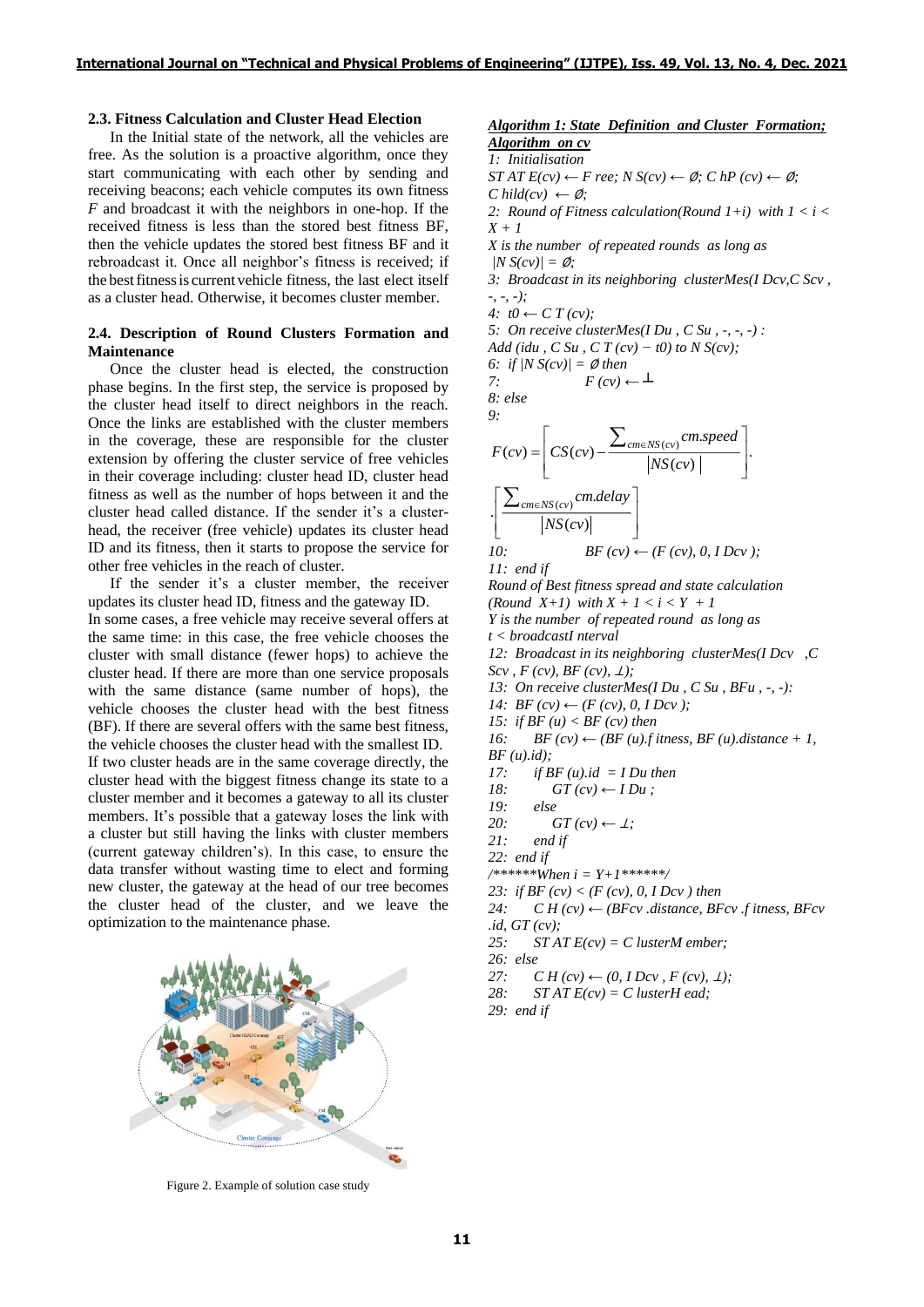### 2.3. Fitness Calculation and Cluster Head Election

In the Initial state of the network, all the vehicles are free. As the solution is a proactive algorithm, once they start communicating with each other by sending and receiving beacons; each vehicle computes its own fitness $F$ and broadcast it with the neighbors in one-hop. If the received fitness is less than the stored best fitness BF, then the vehicle updates the stored best fitness BF and it rebroadcast it. Once all neighbor's fitness is received; if the best fitness is current vehicle fitness, the last elect itself as a cluster head. Otherwise, it becomes cluster member.

### 2.4. Description of Round Clusters Formation and Maintenance

Once the cluster head is elected, the construction phase begins. In the first step, the service is proposed by the cluster head itself to direct neighbors in the reach. Once the links are established with the cluster members in the coverage, these are responsible for the cluster extension by offering the cluster service of free vehicles in their coverage including: cluster head ID, cluster head fitness as well as the number of hops between it and the cluster head called distance. If the sender it's a cluster-head, the receiver (free vehicle) updates its cluster head ID and its fitness, then it starts to propose the service for other free vehicles in the reach of cluster.

If the sender it's a cluster member, the receiver updates its cluster head ID, fitness and the gateway ID.

In some cases, a free vehicle may receive several offers at the same time: in this case, the free vehicle chooses the cluster with small distance (fewer hops) to achieve the cluster head. If there are more than one service proposals with the same distance (same number of hops), the vehicle chooses the cluster head with the best fitness (BF). If there are several offers with the same best fitness, the vehicle chooses the cluster head with the smallest ID.

If two cluster heads are in the same coverage directly, the cluster head with the biggest fitness change its state to a cluster member and it becomes a gateway to all its cluster members. It's possible that a gateway loses the link with a cluster but still having the links with cluster members (current gateway children's). In this case, to ensure the data transfer without wasting time to elect and forming new cluster, the gateway at the head of our tree becomes the cluster head of the cluster, and we leave the optimization to the maintenance phase.

Figure 2. Example of solution case study

***Algorithm 1: State Definition and Cluster Formation; Algorithm on cv***

*1: Initialisation*

*STATE(cv) ← Free; NS(cv) ← Ø; ChP(cv) ← Ø; Child(cv) ← Ø;*

*2: Round of Fitness calculation(Round 1+i) with 1 < i < X + 1*

*X is the number of repeated rounds as long as |NS(cv)| = Ø;*

*3: Broadcast in its neighboring clusterMes(IDcv,CScv, -, -, -);*

*4: t0 ← CT(cv);*

*5: On receive clusterMes(IDu, CSu, -, -, -):*

*Add (idu, CSu, CT(cv) − t0) to NS(cv);*

*6: if |NS(cv)| = Ø then*

*7: F(cv) ← ⊥*

*8: else*

*9:*

$$F(cv) = \left[ CS(cv) - \frac{\sum_{cm \in NS(cv)} cm.speed}{|NS(cv)|} \right] \cdot \left[ \frac{\sum_{cm \in NS(cv)} cm.delay}{|NS(cv)|} \right]$$

*10: BF(cv) ← (F(cv), 0, IDcv);*

*11: end if*

*Round of Best fitness spread and state calculation (Round X+1) with X + 1 < i < Y + 1*

*Y is the number of repeated round as long as t < broadcastInterval*

*12: Broadcast in its neighboring clusterMes(IDcv, CScv, F(cv), BF(cv), ⊥);*

*13: On receive clusterMes(IDu, CSu, BFu, -, -):*

*14: BF(cv) ← (F(cv), 0, IDcv);*

*15: if BF(u) < BF(cv) then*

*16: BF(cv) ← (BF(u).fitness, BF(u).distance + 1, BF(u).id);*

*17: if BF(u).id = IDu then*

*18: GT(cv) ← IDu;*

*19: else*

*20: GT(cv) ← ⊥;*

*21: end if*

*22: end if*

*/\*\*\*\*\*\*When i = Y+1\*\*\*\*\*\*/*

*23: if BF(cv) < (F(cv), 0, IDcv) then*

*24: CH(cv) ← (BFcv.distance, BFcv.fitness, BFcv.id, GT(cv);*

*25: STATE(cv) = ClusterMember;*

*26: else*

*27: CH(cv) ← (0, IDcv, F(cv), ⊥);*

*28: STATE(cv) = ClusterHead;*

*29: end if*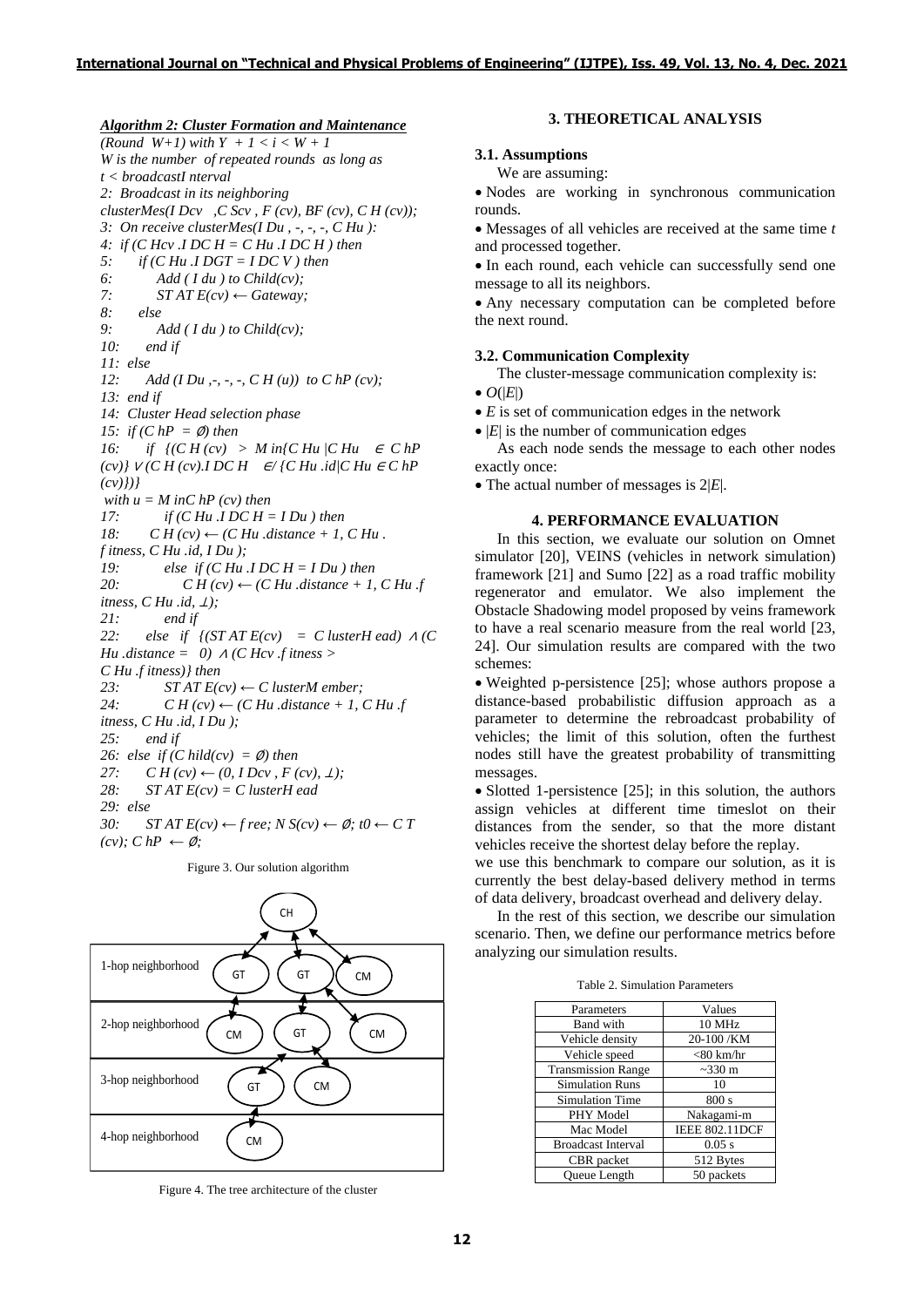***Algorithm 2: Cluster Formation and Maintenance***

```
(Round  W+1) with Y  + 1 < i < W + 1
W is the number  of repeated rounds  as long as
t < broadcastI nterval
2:  Broadcast in its neighboring
clusterMes(I Dcv   ,C Scv , F (cv), BF (cv), C H (cv));
3:  On receive clusterMes(I Du , -, -, -, C Hu ):
4:  if (C Hcv .I DC H = C Hu .I DC H ) then
5:      if (C Hu .I DGT = I DC V ) then
6:          Add ( I du ) to Child(cv);
7:          ST AT E(cv) ← Gateway;
8:      else
9:          Add ( I du ) to Child(cv);
10:     end if
11:  else
12:     Add (I Du ,-, -, -, C H (u))  to C hP (cv);
13:  end if
14:  Cluster Head selection phase
15:  if (C hP  = ∅) then
16:     if  {(C H (cv)  >  M in{C Hu |C Hu   ∈ C hP
(cv)} ∨ (C H (cv).I DC H    ∉ {C Hu .id|C Hu ∈ C hP
(cv)})}
 with u = M inC hP (cv) then
17:         if (C Hu .I DC H = I Du ) then
18:      C H (cv) ← (C Hu .distance + 1, C Hu .
f itness, C Hu .id, I Du );
19:         else  if (C Hu .I DC H = I Du ) then
20:             C H (cv) ← (C Hu .distance + 1, C Hu .f
itness, C Hu .id, ⊥);
21:         end if
22:     else   if  {(ST AT E(cv)    = C lusterH ead) ∧ (C
Hu .distance =  0) ∧ (C Hcv .f itness >
C Hu .f itness)} then
23:         ST AT E(cv) ← C lusterM ember;
24:         C H (cv) ← (C Hu .distance + 1, C Hu .f
itness, C Hu .id, I Du );
25:     end if
26:  else  if (C hild(cv)  = ∅) then
27:     C H (cv) ← (0, I Dcv , F (cv), ⊥);
28:     ST AT E(cv) = C lusterH ead
29:  else
30:     ST AT E(cv) ← f ree; N S(cv) ← ∅; t0 ← C T
(cv); C hP  ← ∅;
```

Figure 3. Our solution algorithm

Figure 4. The tree architecture of the cluster

## 3. THEORETICAL ANALYSIS

### 3.1. Assumptions

We are assuming:

- Nodes are working in synchronous communication rounds.
- Messages of all vehicles are received at the same time *t* and processed together.
- In each round, each vehicle can successfully send one message to all its neighbors.
- Any necessary computation can be completed before the next round.

### 3.2. Communication Complexity

The cluster-message communication complexity is:

- $O(|E|)$
- $E$ is set of communication edges in the network
- $|E|$ is the number of communication edges

As each node sends the message to each other nodes exactly once:

- The actual number of messages is $2|E|$.

## 4. PERFORMANCE EVALUATION

In this section, we evaluate our solution on Omnet simulator [20], VEINS (vehicles in network simulation) framework [21] and Sumo [22] as a road traffic mobility regenerator and emulator. We also implement the Obstacle Shadowing model proposed by veins framework to have a real scenario measure from the real world [23, 24]. Our simulation results are compared with the two schemes:

- Weighted p-persistence [25]; whose authors propose a distance-based probabilistic diffusion approach as a parameter to determine the rebroadcast probability of vehicles; the limit of this solution, often the furthest nodes still have the greatest probability of transmitting messages.
- Slotted 1-persistence [25]; in this solution, the authors assign vehicles at different time timeslot on their distances from the sender, so that the more distant vehicles receive the shortest delay before the replay.

we use this benchmark to compare our solution, as it is currently the best delay-based delivery method in terms of data delivery, broadcast overhead and delivery delay.

In the rest of this section, we describe our simulation scenario. Then, we define our performance metrics before analyzing our simulation results.

Table 2. Simulation Parameters

| Parameters | Values |
|---|---|
| Band with | 10 MHz |
| Vehicle density | 20-100 /KM |
| Vehicle speed | <80 km/hr |
| Transmission Range | ~330 m |
| Simulation Runs | 10 |
| Simulation Time | 800 s |
| PHY Model | Nakagami-m |
| Mac Model | IEEE 802.11DCF |
| Broadcast Interval | 0.05 s |
| CBR packet | 512 Bytes |
| Queue Length | 50 packets |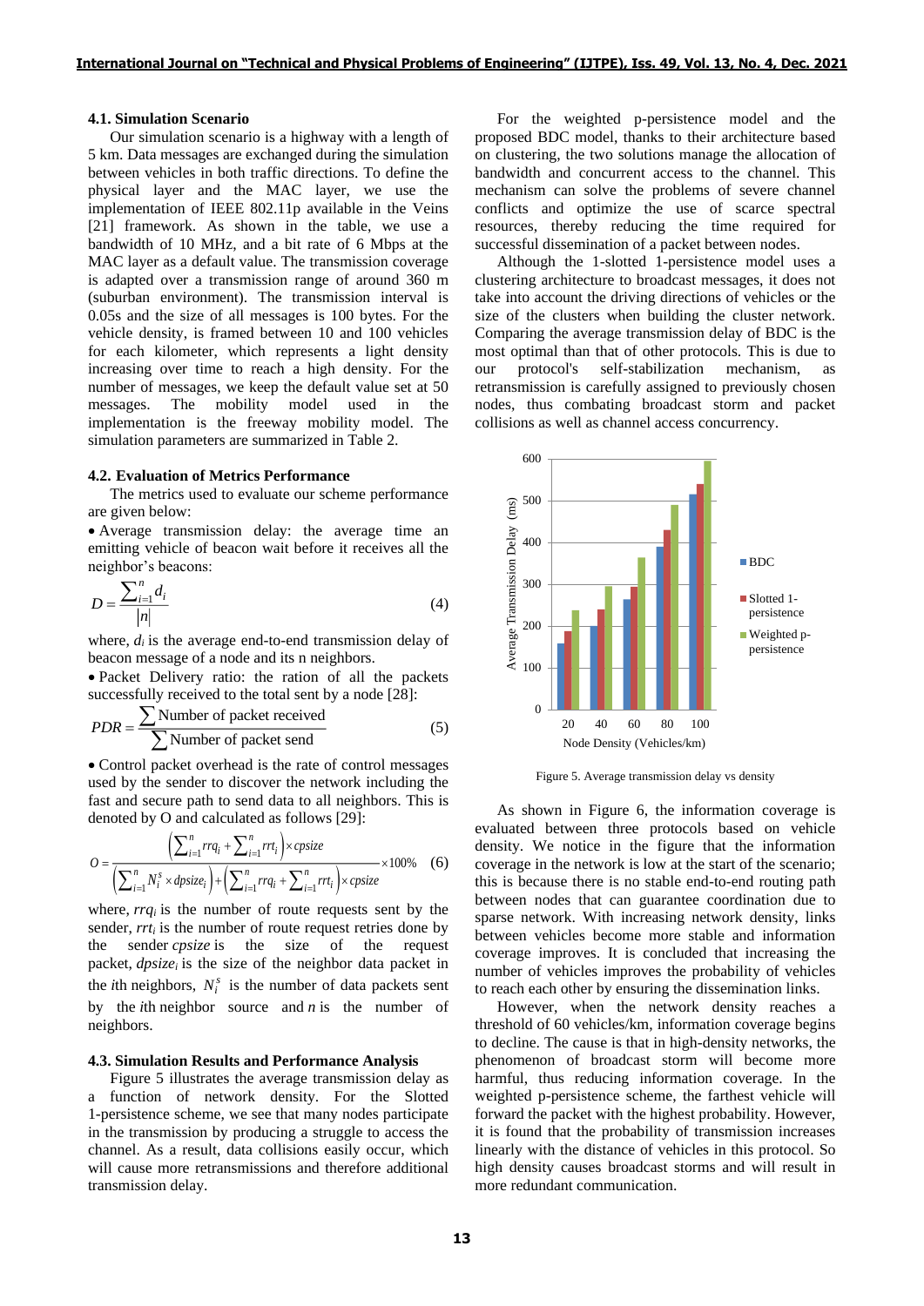### 4.1. Simulation Scenario

Our simulation scenario is a highway with a length of 5 km. Data messages are exchanged during the simulation between vehicles in both traffic directions. To define the physical layer and the MAC layer, we use the implementation of IEEE 802.11p available in the Veins [21] framework. As shown in the table, we use a bandwidth of 10 MHz, and a bit rate of 6 Mbps at the MAC layer as a default value. The transmission coverage is adapted over a transmission range of around 360 m (suburban environment). The transmission interval is 0.05s and the size of all messages is 100 bytes. For the vehicle density, is framed between 10 and 100 vehicles for each kilometer, which represents a light density increasing over time to reach a high density. For the number of messages, we keep the default value set at 50 messages. The mobility model used in the implementation is the freeway mobility model. The simulation parameters are summarized in Table 2.

### 4.2. Evaluation of Metrics Performance

The metrics used to evaluate our scheme performance are given below:

- Average transmission delay: the average time an emitting vehicle of beacon wait before it receives all the neighbor's beacons:

$$D = \frac{\sum_{i=1}^{n} d_i}{|n|} \tag{4}$$

where, $d_i$ is the average end-to-end transmission delay of beacon message of a node and its n neighbors.

- Packet Delivery ratio: the ration of all the packets successfully received to the total sent by a node [28]:

$$PDR = \frac{\sum \text{Number of packet received}}{\sum \text{Number of packet send}} \tag{5}$$

- Control packet overhead is the rate of control messages used by the sender to discover the network including the fast and secure path to send data to all neighbors. This is denoted by O and calculated as follows [29]:

$$O = \frac{\left(\sum_{i=1}^{n} rrq_i + \sum_{i=1}^{n} rrt_i\right) \times cpsize}{\left(\sum_{i=1}^{n} N_i^s \times dpsize_i\right) + \left(\sum_{i=1}^{n} rrq_i + \sum_{i=1}^{n} rrt_i\right) \times cpsize} \times 100\% \tag{6}$$

where, $rrq_i$ is the number of route requests sent by the sender, $rrt_i$ is the number of route request retries done by the sender $cpsize$ is the size of the request packet, $dpsize_i$ is the size of the neighbor data packet in the $i$th neighbors, $N_i^s$ is the number of data packets sent by the $i$th neighbor source and $n$ is the number of neighbors.

### 4.3. Simulation Results and Performance Analysis

Figure 5 illustrates the average transmission delay as a function of network density. For the Slotted 1-persistence scheme, we see that many nodes participate in the transmission by producing a struggle to access the channel. As a result, data collisions easily occur, which will cause more retransmissions and therefore additional transmission delay.

For the weighted p-persistence model and the proposed BDC model, thanks to their architecture based on clustering, the two solutions manage the allocation of bandwidth and concurrent access to the channel. This mechanism can solve the problems of severe channel conflicts and optimize the use of scarce spectral resources, thereby reducing the time required for successful dissemination of a packet between nodes.

Although the 1-slotted 1-persistence model uses a clustering architecture to broadcast messages, it does not take into account the driving directions of vehicles or the size of the clusters when building the cluster network. Comparing the average transmission delay of BDC is the most optimal than that of other protocols. This is due to our protocol's self-stabilization mechanism, as retransmission is carefully assigned to previously chosen nodes, thus combating broadcast storm and packet collisions as well as channel access concurrency.

Figure 5. Average transmission delay vs density

As shown in Figure 6, the information coverage is evaluated between three protocols based on vehicle density. We notice in the figure that the information coverage in the network is low at the start of the scenario; this is because there is no stable end-to-end routing path between nodes that can guarantee coordination due to sparse network. With increasing network density, links between vehicles become more stable and information coverage improves. It is concluded that increasing the number of vehicles improves the probability of vehicles to reach each other by ensuring the dissemination links.

However, when the network density reaches a threshold of 60 vehicles/km, information coverage begins to decline. The cause is that in high-density networks, the phenomenon of broadcast storm will become more harmful, thus reducing information coverage. In the weighted p-persistence scheme, the farthest vehicle will forward the packet with the highest probability. However, it is found that the probability of transmission increases linearly with the distance of vehicles in this protocol. So high density causes broadcast storms and will result in more redundant communication.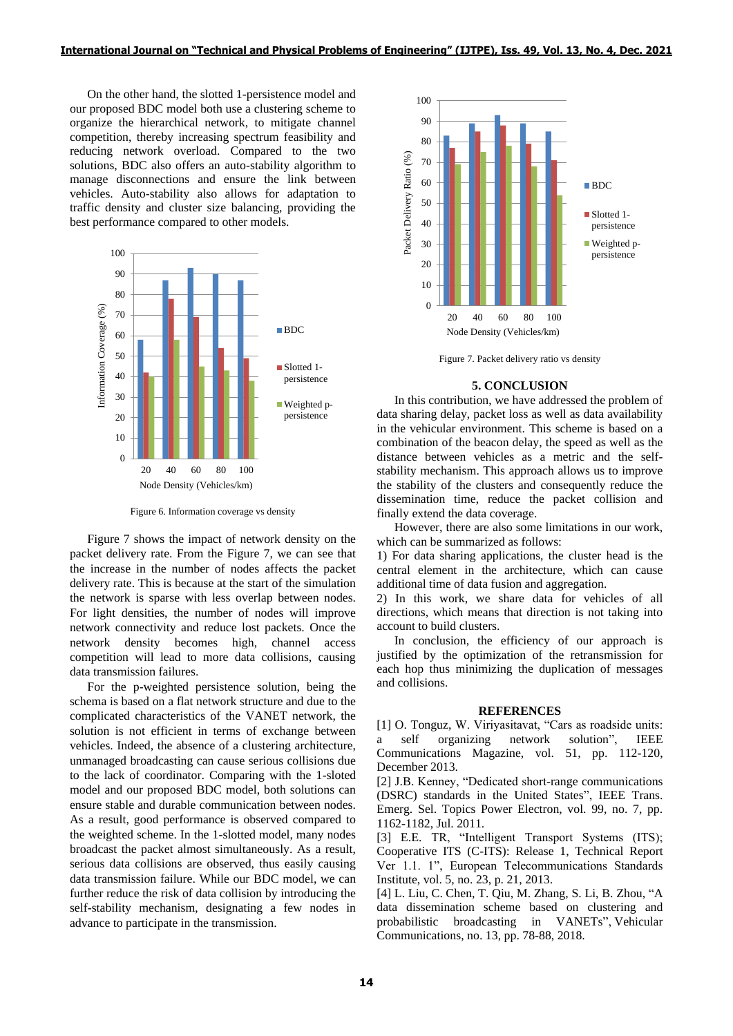On the other hand, the slotted 1-persistence model and our proposed BDC model both use a clustering scheme to organize the hierarchical network, to mitigate channel competition, thereby increasing spectrum feasibility and reducing network overload. Compared to the two solutions, BDC also offers an auto-stability algorithm to manage disconnections and ensure the link between vehicles. Auto-stability also allows for adaptation to traffic density and cluster size balancing, providing the best performance compared to other models.

Figure 6. Information coverage vs density

Figure 7 shows the impact of network density on the packet delivery rate. From the Figure 7, we can see that the increase in the number of nodes affects the packet delivery rate. This is because at the start of the simulation the network is sparse with less overlap between nodes. For light densities, the number of nodes will improve network connectivity and reduce lost packets. Once the network density becomes high, channel access competition will lead to more data collisions, causing data transmission failures.

For the p-weighted persistence solution, being the schema is based on a flat network structure and due to the complicated characteristics of the VANET network, the solution is not efficient in terms of exchange between vehicles. Indeed, the absence of a clustering architecture, unmanaged broadcasting can cause serious collisions due to the lack of coordinator. Comparing with the 1-sloted model and our proposed BDC model, both solutions can ensure stable and durable communication between nodes. As a result, good performance is observed compared to the weighted scheme. In the 1-slotted model, many nodes broadcast the packet almost simultaneously. As a result, serious data collisions are observed, thus easily causing data transmission failure. While our BDC model, we can further reduce the risk of data collision by introducing the self-stability mechanism, designating a few nodes in advance to participate in the transmission.

Figure 7. Packet delivery ratio vs density

## 5. CONCLUSION

In this contribution, we have addressed the problem of data sharing delay, packet loss as well as data availability in the vehicular environment. This scheme is based on a combination of the beacon delay, the speed as well as the distance between vehicles as a metric and the self-stability mechanism. This approach allows us to improve the stability of the clusters and consequently reduce the dissemination time, reduce the packet collision and finally extend the data coverage.

However, there are also some limitations in our work, which can be summarized as follows:

1) For data sharing applications, the cluster head is the central element in the architecture, which can cause additional time of data fusion and aggregation.

2) In this work, we share data for vehicles of all directions, which means that direction is not taking into account to build clusters.

In conclusion, the efficiency of our approach is justified by the optimization of the retransmission for each hop thus minimizing the duplication of messages and collisions.

## REFERENCES

[1] O. Tonguz, W. Viriyasitavat, "Cars as roadside units: a self organizing network solution", IEEE Communications Magazine, vol. 51, pp. 112-120, December 2013.

[2] J.B. Kenney, "Dedicated short-range communications (DSRC) standards in the United States", IEEE Trans. Emerg. Sel. Topics Power Electron, vol. 99, no. 7, pp. 1162-1182, Jul. 2011.

[3] E.E. TR, "Intelligent Transport Systems (ITS); Cooperative ITS (C-ITS): Release 1, Technical Report Ver 1.1. 1", European Telecommunications Standards Institute, vol. 5, no. 23, p. 21, 2013.

[4] L. Liu, C. Chen, T. Qiu, M. Zhang, S. Li, B. Zhou, "A data dissemination scheme based on clustering and probabilistic broadcasting in VANETs", Vehicular Communications, no. 13, pp. 78-88, 2018.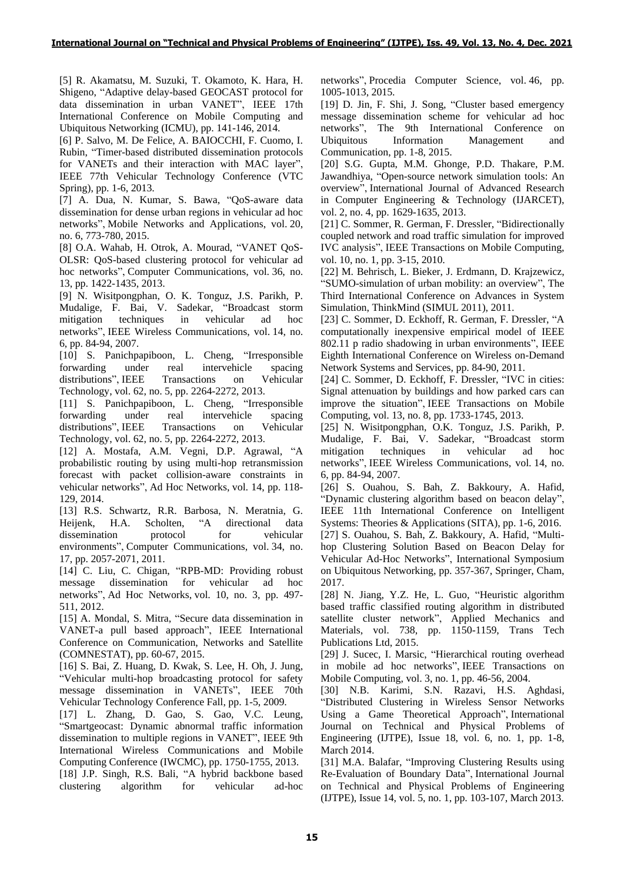[5] R. Akamatsu, M. Suzuki, T. Okamoto, K. Hara, H. Shigeno, "Adaptive delay-based GEOCAST protocol for data dissemination in urban VANET", IEEE 17th International Conference on Mobile Computing and Ubiquitous Networking (ICMU), pp. 141-146, 2014.

[6] P. Salvo, M. De Felice, A. BAIOCCHI, F. Cuomo, I. Rubin, "Timer-based distributed dissemination protocols for VANETs and their interaction with MAC layer", IEEE 77th Vehicular Technology Conference (VTC Spring), pp. 1-6, 2013.

[7] A. Dua, N. Kumar, S. Bawa, "QoS-aware data dissemination for dense urban regions in vehicular ad hoc networks", Mobile Networks and Applications, vol. 20, no. 6, 773-780, 2015.

[8] O.A. Wahab, H. Otrok, A. Mourad, "VANET QoS-OLSR: QoS-based clustering protocol for vehicular ad hoc networks", Computer Communications, vol. 36, no. 13, pp. 1422-1435, 2013.

[9] N. Wisitpongphan, O. K. Tonguz, J.S. Parikh, P. Mudalige, F. Bai, V. Sadekar, "Broadcast storm mitigation techniques in vehicular ad hoc networks", IEEE Wireless Communications, vol. 14, no. 6, pp. 84-94, 2007.

[10] S. Panichpapiboon, L. Cheng, "Irresponsible forwarding under real intervehicle spacing distributions", IEEE Transactions on Vehicular Technology, vol. 62, no. 5, pp. 2264-2272, 2013.

[11] S. Panichpapiboon, L. Cheng, "Irresponsible forwarding under real intervehicle spacing distributions", IEEE Transactions on Vehicular Technology, vol. 62, no. 5, pp. 2264-2272, 2013.

[12] A. Mostafa, A.M. Vegni, D.P. Agrawal, "A probabilistic routing by using multi-hop retransmission forecast with packet collision-aware constraints in vehicular networks", Ad Hoc Networks, vol. 14, pp. 118-129, 2014.

[13] R.S. Schwartz, R.R. Barbosa, N. Meratnia, G. Heijenk, H.A. Scholten, "A directional data dissemination protocol for vehicular environments", Computer Communications, vol. 34, no. 17, pp. 2057-2071, 2011.

[14] C. Liu, C. Chigan, "RPB-MD: Providing robust message dissemination for vehicular ad hoc networks", Ad Hoc Networks, vol. 10, no. 3, pp. 497-511, 2012.

[15] A. Mondal, S. Mitra, "Secure data dissemination in VANET-a pull based approach", IEEE International Conference on Communication, Networks and Satellite (COMNESTAT), pp. 60-67, 2015.

[16] S. Bai, Z. Huang, D. Kwak, S. Lee, H. Oh, J. Jung, "Vehicular multi-hop broadcasting protocol for safety message dissemination in VANETs", IEEE 70th Vehicular Technology Conference Fall, pp. 1-5, 2009.

[17] L. Zhang, D. Gao, S. Gao, V.C. Leung, "Smartgeocast: Dynamic abnormal traffic information dissemination to multiple regions in VANET", IEEE 9th International Wireless Communications and Mobile Computing Conference (IWCMC), pp. 1750-1755, 2013.

[18] J.P. Singh, R.S. Bali, "A hybrid backbone based clustering algorithm for vehicular ad-hoc networks", Procedia Computer Science, vol. 46, pp. 1005-1013, 2015.

[19] D. Jin, F. Shi, J. Song, "Cluster based emergency message dissemination scheme for vehicular ad hoc networks", The 9th International Conference on Ubiquitous Information Management and Communication, pp. 1-8, 2015.

[20] S.G. Gupta, M.M. Ghonge, P.D. Thakare, P.M. Jawandhiya, "Open-source network simulation tools: An overview", International Journal of Advanced Research in Computer Engineering & Technology (IJARCET), vol. 2, no. 4, pp. 1629-1635, 2013.

[21] C. Sommer, R. German, F. Dressler, "Bidirectionally coupled network and road traffic simulation for improved IVC analysis", IEEE Transactions on Mobile Computing, vol. 10, no. 1, pp. 3-15, 2010.

[22] M. Behrisch, L. Bieker, J. Erdmann, D. Krajzewicz, "SUMO-simulation of urban mobility: an overview", The Third International Conference on Advances in System Simulation, ThinkMind (SIMUL 2011), 2011.

[23] C. Sommer, D. Eckhoff, R. German, F. Dressler, "A computationally inexpensive empirical model of IEEE 802.11 p radio shadowing in urban environments", IEEE Eighth International Conference on Wireless on-Demand Network Systems and Services, pp. 84-90, 2011.

[24] C. Sommer, D. Eckhoff, F. Dressler, "IVC in cities: Signal attenuation by buildings and how parked cars can improve the situation", IEEE Transactions on Mobile Computing, vol. 13, no. 8, pp. 1733-1745, 2013.

[25] N. Wisitpongphan, O.K. Tonguz, J.S. Parikh, P. Mudalige, F. Bai, V. Sadekar, "Broadcast storm mitigation techniques in vehicular ad hoc networks", IEEE Wireless Communications, vol. 14, no. 6, pp. 84-94, 2007.

[26] S. Ouahou, S. Bah, Z. Bakkoury, A. Hafid, "Dynamic clustering algorithm based on beacon delay", IEEE 11th International Conference on Intelligent Systems: Theories & Applications (SITA), pp. 1-6, 2016.

[27] S. Ouahou, S. Bah, Z. Bakkoury, A. Hafid, "Multi-hop Clustering Solution Based on Beacon Delay for Vehicular Ad-Hoc Networks", International Symposium on Ubiquitous Networking, pp. 357-367, Springer, Cham, 2017.

[28] N. Jiang, Y.Z. He, L. Guo, "Heuristic algorithm based traffic classified routing algorithm in distributed satellite cluster network", Applied Mechanics and Materials, vol. 738, pp. 1150-1159, Trans Tech Publications Ltd, 2015.

[29] J. Sucec, I. Marsic, "Hierarchical routing overhead in mobile ad hoc networks", IEEE Transactions on Mobile Computing, vol. 3, no. 1, pp. 46-56, 2004.

[30] N.B. Karimi, S.N. Razavi, H.S. Aghdasi, "Distributed Clustering in Wireless Sensor Networks Using a Game Theoretical Approach", International Journal on Technical and Physical Problems of Engineering (IJTPE), Issue 18, vol. 6, no. 1, pp. 1-8, March 2014.

[31] M.A. Balafar, "Improving Clustering Results using Re-Evaluation of Boundary Data", International Journal on Technical and Physical Problems of Engineering (IJTPE), Issue 14, vol. 5, no. 1, pp. 103-107, March 2013.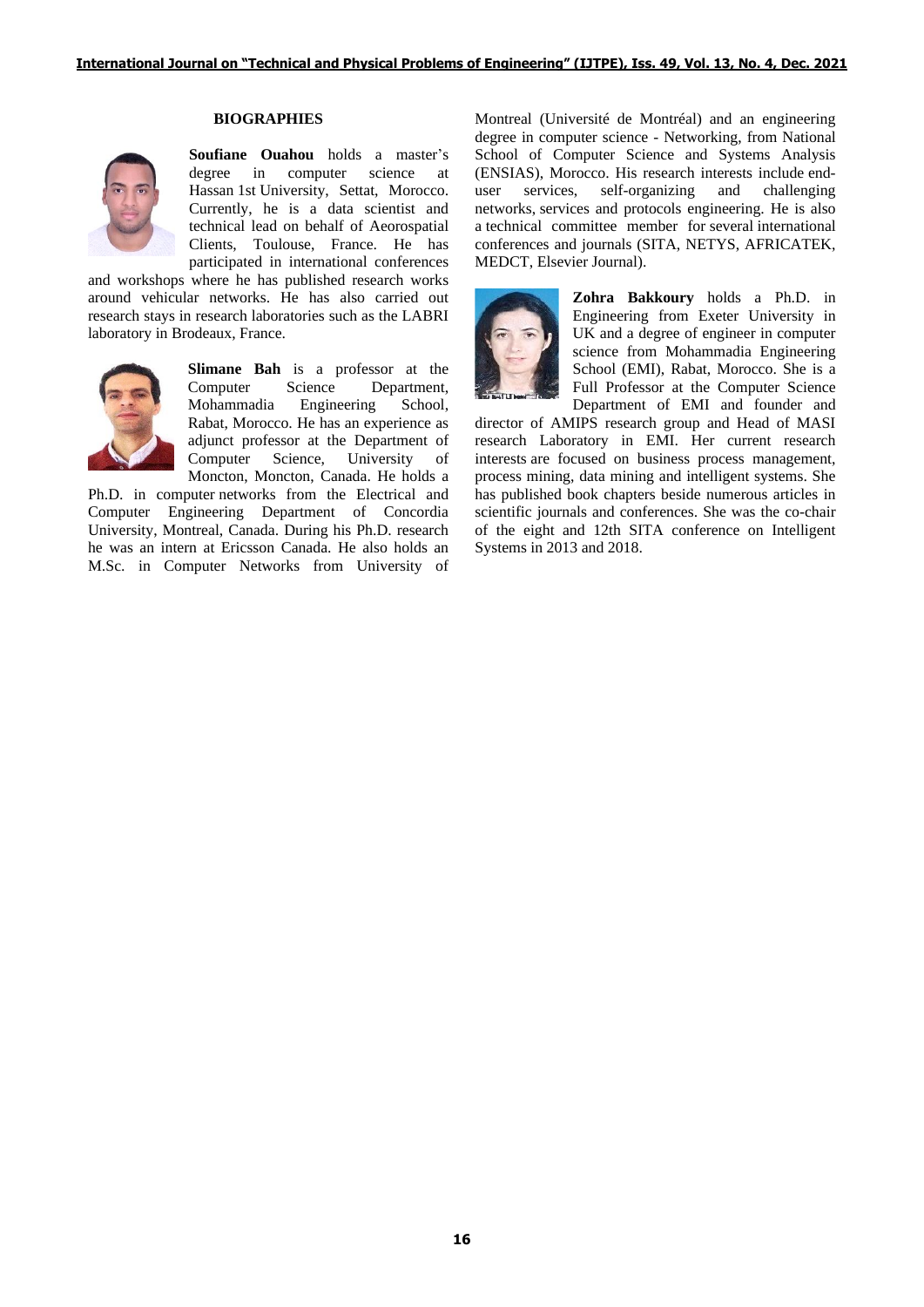## BIOGRAPHIES

**Soufiane Ouahou** holds a master's degree in computer science at Hassan 1st University, Settat, Morocco. Currently, he is a data scientist and technical lead on behalf of Aerospatial Clients, Toulouse, France. He has participated in international conferences and workshops where he has published research works around vehicular networks. He has also carried out research stays in research laboratories such as the LABRI laboratory in Brodeaux, France.

**Slimane Bah** is a professor at the Computer Science Department, Mohammadia Engineering School, Rabat, Morocco. He has an experience as adjunct professor at the Department of Computer Science, University of Moncton, Moncton, Canada. He holds a Ph.D. in computer networks from the Electrical and Computer Engineering Department of Concordia University, Montreal, Canada. During his Ph.D. research he was an intern at Ericsson Canada. He also holds an M.Sc. in Computer Networks from University of Montreal (Université de Montréal) and an engineering degree in computer science - Networking, from National School of Computer Science and Systems Analysis (ENSIAS), Morocco. His research interests include end-user services, self-organizing and challenging networks, services and protocols engineering. He is also a technical committee member for several international conferences and journals (SITA, NETYS, AFRICATEK, MEDCT, Elsevier Journal).

**Zohra Bakkoury** holds a Ph.D. in Engineering from Exeter University in UK and a degree of engineer in computer science from Mohammadia Engineering School (EMI), Rabat, Morocco. She is a Full Professor at the Computer Science Department of EMI and founder and director of AMIPS research group and Head of MASI research Laboratory in EMI. Her current research interests are focused on business process management, process mining, data mining and intelligent systems. She has published book chapters beside numerous articles in scientific journals and conferences. She was the co-chair of the eight and 12th SITA conference on Intelligent Systems in 2013 and 2018.